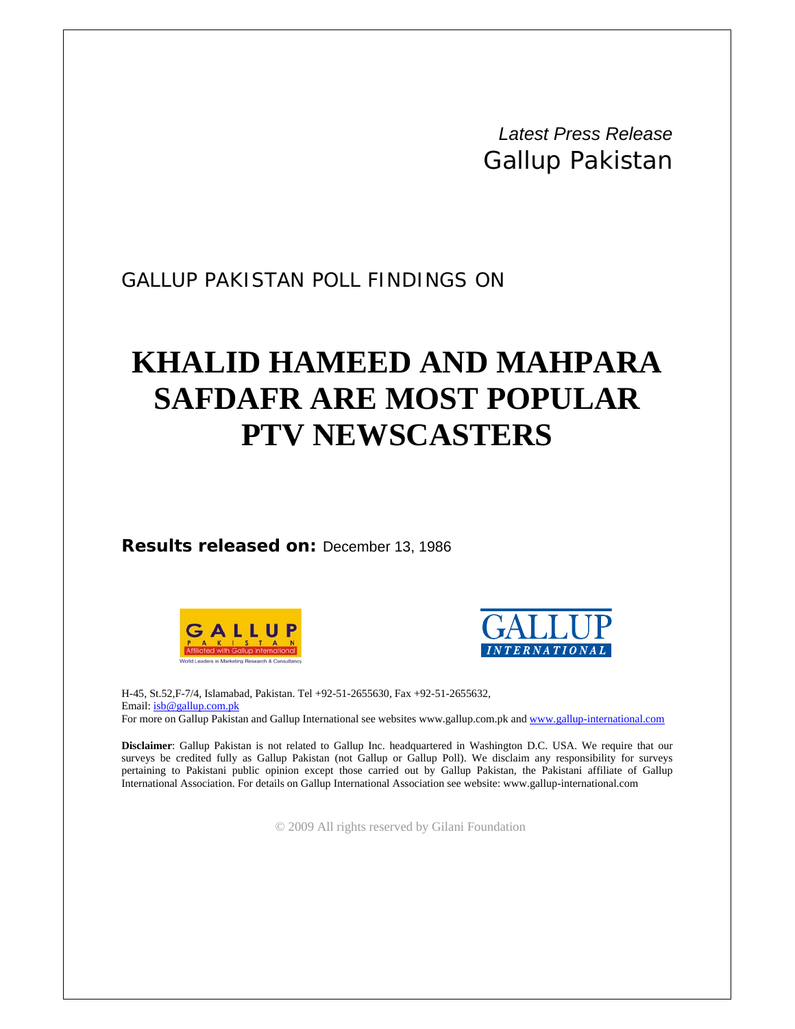*Latest Press Release*
Gallup Pakistan

GALLUP PAKISTAN POLL FINDINGS ON

# KHALID HAMEED AND MAHPARA SAFDAFR ARE MOST POPULAR PTV NEWSCASTERS

**Results released on:** December 13, 1986

H-45, St.52,F-7/4, Islamabad, Pakistan. Tel +92-51-2655630, Fax +92-51-2655632,
Email: isb@gallup.com.pk
For more on Gallup Pakistan and Gallup International see websites www.gallup.com.pk and www.gallup-international.com

**Disclaimer**: Gallup Pakistan is not related to Gallup Inc. headquartered in Washington D.C. USA. We require that our surveys be credited fully as Gallup Pakistan (not Gallup or Gallup Poll). We disclaim any responsibility for surveys pertaining to Pakistani public opinion except those carried out by Gallup Pakistan, the Pakistani affiliate of Gallup International Association. For details on Gallup International Association see website: www.gallup-international.com

© 2009 All rights reserved by Gilani Foundation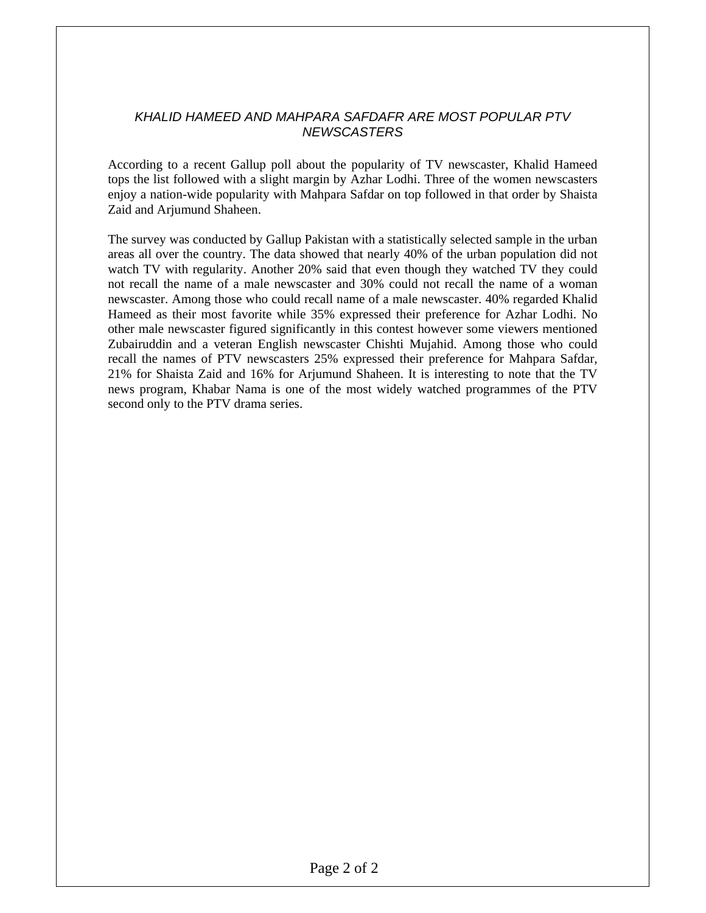# *KHALID HAMEED AND MAHPARA SAFDAFR ARE MOST POPULAR PTV NEWSCASTERS*

According to a recent Gallup poll about the popularity of TV newscaster, Khalid Hameed tops the list followed with a slight margin by Azhar Lodhi. Three of the women newscasters enjoy a nation-wide popularity with Mahpara Safdar on top followed in that order by Shaista Zaid and Arjumund Shaheen.

The survey was conducted by Gallup Pakistan with a statistically selected sample in the urban areas all over the country. The data showed that nearly 40% of the urban population did not watch TV with regularity. Another 20% said that even though they watched TV they could not recall the name of a male newscaster and 30% could not recall the name of a woman newscaster. Among those who could recall name of a male newscaster. 40% regarded Khalid Hameed as their most favorite while 35% expressed their preference for Azhar Lodhi. No other male newscaster figured significantly in this contest however some viewers mentioned Zubairuddin and a veteran English newscaster Chishti Mujahid. Among those who could recall the names of PTV newscasters 25% expressed their preference for Mahpara Safdar, 21% for Shaista Zaid and 16% for Arjumund Shaheen. It is interesting to note that the TV news program, Khabar Nama is one of the most widely watched programmes of the PTV second only to the PTV drama series.